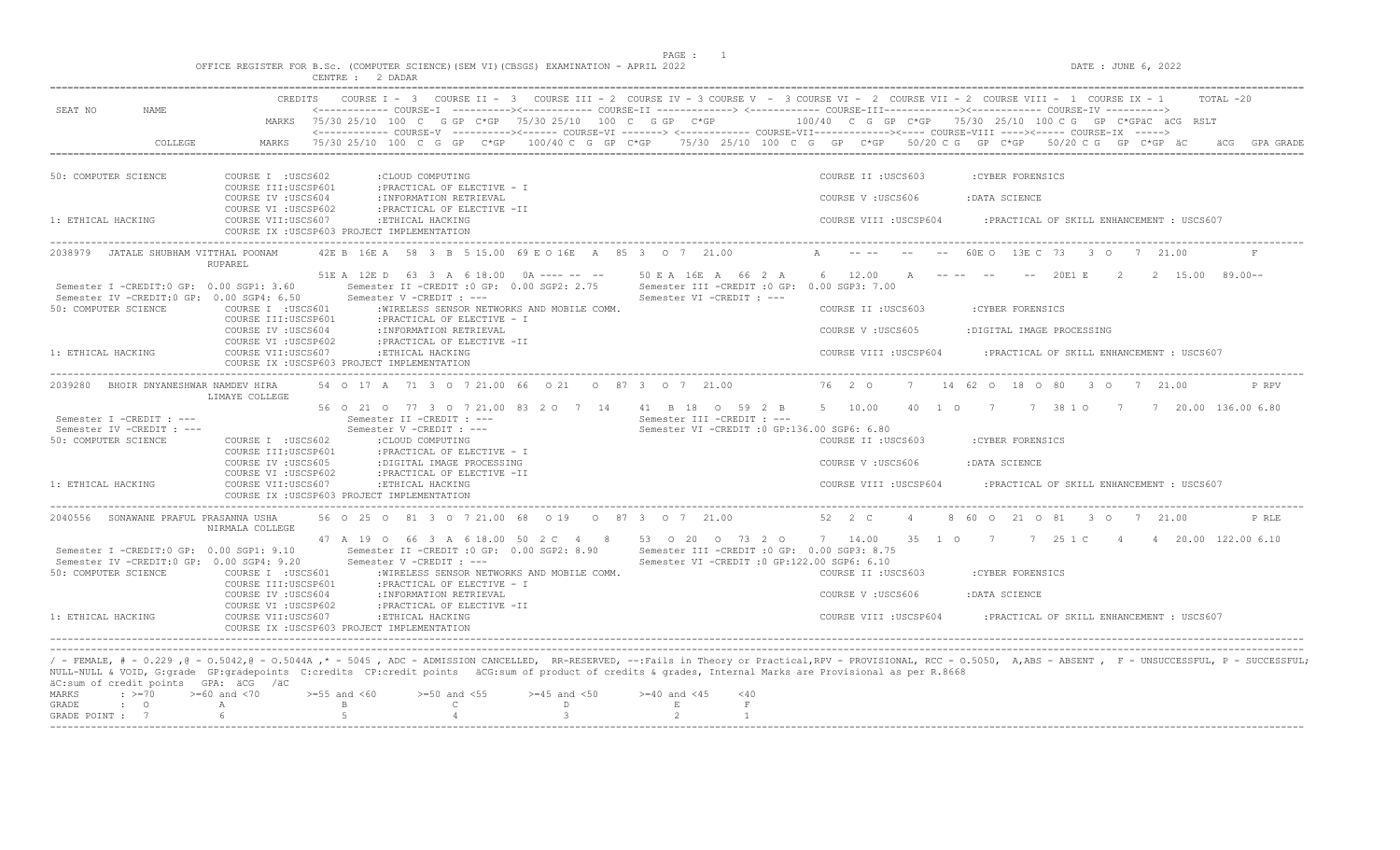OFFICE REGISTER FOR B.Sc. (COMPUTER SCIENCE)(SEM VI)(CBSGS) EXAMINATION - APRIL 2022

CENTRE : 2 DADAR

DATE : JUNE 6, 2022

```
SEAT NO     NAME                CREDITS   COURSE I - 3  COURSE II - 3  COURSE III - 2 COURSE IV - 3 COURSE V - 3 COURSE VI - 2  COURSE VII - 2  COURSE VIII - 1  COURSE IX - 1     TOTAL -20
                                          <------------ COURSE-I ----------><------------ COURSE-II -------------> <------------ COURSE-III------------><------------ COURSE-IV ---------->
                                MARKS  75/30 25/10  100  C   G GP  C*GP  75/30 25/10  100  C   G GP  C*GP          100/40  C  G  GP  C*GP    75/30  25/10  100 C G  GP  C*GPäC  äCG  RSLT
                                          <------------ COURSE-V ----------><------ COURSE-VI -------> <------------ COURSE-VII------------><---- COURSE-VIII ----><----- COURSE-IX ----->
        COLLEGE                 MARKS  75/30 25/10  100  C  G  GP  C*GP   100/40 C  G  GP  C*GP    75/30  25/10  100  C  G   GP  C*GP   50/20 C G  GP  C*GP    50/20 C G  GP  C*GP  äC    äCG  GPA GRADE

50: COMPUTER SCIENCE       COURSE I  :USCS602        :CLOUD COMPUTING                                             COURSE II :USCS603       :CYBER FORENSICS
                           COURSE III:USCSP601       :PRACTICAL OF ELECTIVE - I
                           COURSE IV :USCS604        :INFORMATION RETRIEVAL                                       COURSE V :USCS606        :DATA SCIENCE
                           COURSE VI :USCSP602       :PRACTICAL OF ELECTIVE -II
1: ETHICAL HACKING         COURSE VII:USCS607        :ETHICAL HACKING                                             COURSE VIII :USCSP604      :PRACTICAL OF SKILL ENHANCEMENT : USCS607
                           COURSE IX :USCSP603 PROJECT IMPLEMENTATION

2038979  JATALE SHUBHAM VITTHAL POONAM   42E B  16E A   58  3  B  5 15.00  69 E O 16E  A  85  3   O  7  21.00          A    -- --    --   --  60E O  13E C  73   3  O   7  21.00          F
                 RUPAREL
                                         51E A  12E D   63  3  A  6 18.00   0A ---- -- --        50 E A  16E  A  66  2  A    6  12.00    A   -- -- --     --  20E1 E    2    2  15.00  89.00--
 Semester I -CREDIT:0 GP:  0.00 SGP1: 3.60       Semester II -CREDIT :0 GP:  0.00 SGP2: 2.75       Semester III -CREDIT :0 GP:  0.00 SGP3: 7.00
 Semester IV -CREDIT:0 GP:  0.00 SGP4: 6.50      Semester V -CREDIT : ---                          Semester VI -CREDIT : ---
50: COMPUTER SCIENCE       COURSE I  :USCS601        :WIRELESS SENSOR NETWORKS AND MOBILE COMM.                   COURSE II :USCS603       :CYBER FORENSICS
                           COURSE III:USCSP601       :PRACTICAL OF ELECTIVE - I
                           COURSE IV :USCS604        :INFORMATION RETRIEVAL                                       COURSE V :USCS605        :DIGITAL IMAGE PROCESSING
                           COURSE VI :USCSP602       :PRACTICAL OF ELECTIVE -II
1: ETHICAL HACKING         COURSE VII:USCS607        :ETHICAL HACKING                                             COURSE VIII :USCSP604      :PRACTICAL OF SKILL ENHANCEMENT : USCS607
                           COURSE IX :USCSP603 PROJECT IMPLEMENTATION

2039280  BHOIR DNYANESHWAR NAMDEV HIRA    54  O  17  A   71  3  O  7 21.00  66   O 21    O  87  3   O  7  21.00          76   2  O     7    14  62  O   18  O  80    3  O   7  21.00          P RPV
                 LIMAYE COLLEGE
                                          56  O  21  O   77  3  O  7 21.00  83  2 O    7   14      41   B  18   O  59  2  B    5  10.00   40   1  O     7     7  38 1 O     7     7  20.00  136.00 6.80
 Semester I -CREDIT : ---                        Semester II -CREDIT : ---                         Semester III -CREDIT : ---
 Semester IV -CREDIT : ---                       Semester V -CREDIT : ---                          Semester VI -CREDIT :0 GP:136.00 SGP6: 6.80
50: COMPUTER SCIENCE       COURSE I  :USCS602        :CLOUD COMPUTING                                             COURSE II :USCS603       :CYBER FORENSICS
                           COURSE III:USCSP601       :PRACTICAL OF ELECTIVE - I
                           COURSE IV :USCS605        :DIGITAL IMAGE PROCESSING                                    COURSE V :USCS606        :DATA SCIENCE
                           COURSE VI :USCSP602       :PRACTICAL OF ELECTIVE -II
1: ETHICAL HACKING         COURSE VII:USCS607        :ETHICAL HACKING                                             COURSE VIII :USCSP604      :PRACTICAL OF SKILL ENHANCEMENT : USCS607
                           COURSE IX :USCSP603 PROJECT IMPLEMENTATION

2040556  SONAWANE PRAFUL PRASANNA USHA    56  O  25  O   81  3  O  7 21.00  68   O 19    O  87  3   O  7  21.00          52   2  C     4     8  60  O   21  O  81    3  O   7  21.00          P RLE
                 NIRMALA COLLEGE
                                          47  A  19  O   66  3  A  6 18.00  50  2 C    4    8      53   O  20   O  73  2  O    7  14.00   35   1  O     7     7  25 1 C     4     4  20.00  122.00 6.10
 Semester I -CREDIT:0 GP:  0.00 SGP1: 9.10       Semester II -CREDIT :0 GP:  0.00 SGP2: 8.90       Semester III -CREDIT :0 GP:  0.00 SGP3: 8.75
 Semester IV -CREDIT:0 GP:  0.00 SGP4: 9.20      Semester V -CREDIT : ---                          Semester VI -CREDIT :0 GP:122.00 SGP6: 6.10
50: COMPUTER SCIENCE       COURSE I  :USCS601        :WIRELESS SENSOR NETWORKS AND MOBILE COMM.                   COURSE II :USCS603       :CYBER FORENSICS
                           COURSE III:USCSP601       :PRACTICAL OF ELECTIVE - I
                           COURSE IV :USCS604        :INFORMATION RETRIEVAL                                       COURSE V :USCS606        :DATA SCIENCE
                           COURSE VI :USCSP602       :PRACTICAL OF ELECTIVE -II
1: ETHICAL HACKING         COURSE VII:USCS607        :ETHICAL HACKING                                             COURSE VIII :USCSP604      :PRACTICAL OF SKILL ENHANCEMENT : USCS607
                           COURSE IX :USCSP603 PROJECT IMPLEMENTATION
```

/ - FEMALE, # - 0.229 ,@ - O.5042,@ - O.5044A ,* - 5045 , ADC - ADMISSION CANCELLED, RR-RESERVED, --:Fails in Theory or Practical,RPV - PROVISIONAL, RCC - O.5050, A,ABS - ABSENT , F - UNSUCCESSFUL, P - SUCCESSFUL; NULL-NULL & VOID, G:grade GP:gradepoints C:credits CP:credit points äCG:sum of product of credits & grades, Internal Marks are Provisional as per R.8668

äC:sum of credit points GPA: äCG /äC

| MARKS | : >=70 | >=60 and <70 | >=55 and <60 | >=50 and <55 | >=45 and <50 | >=40 and <45 | <40 |
|---|---|---|---|---|---|---|---|
| GRADE | : O | A | B | C | D | E | F |
| GRADE POINT : | 7 | 6 | 5 | 4 | 3 | 2 | 1 |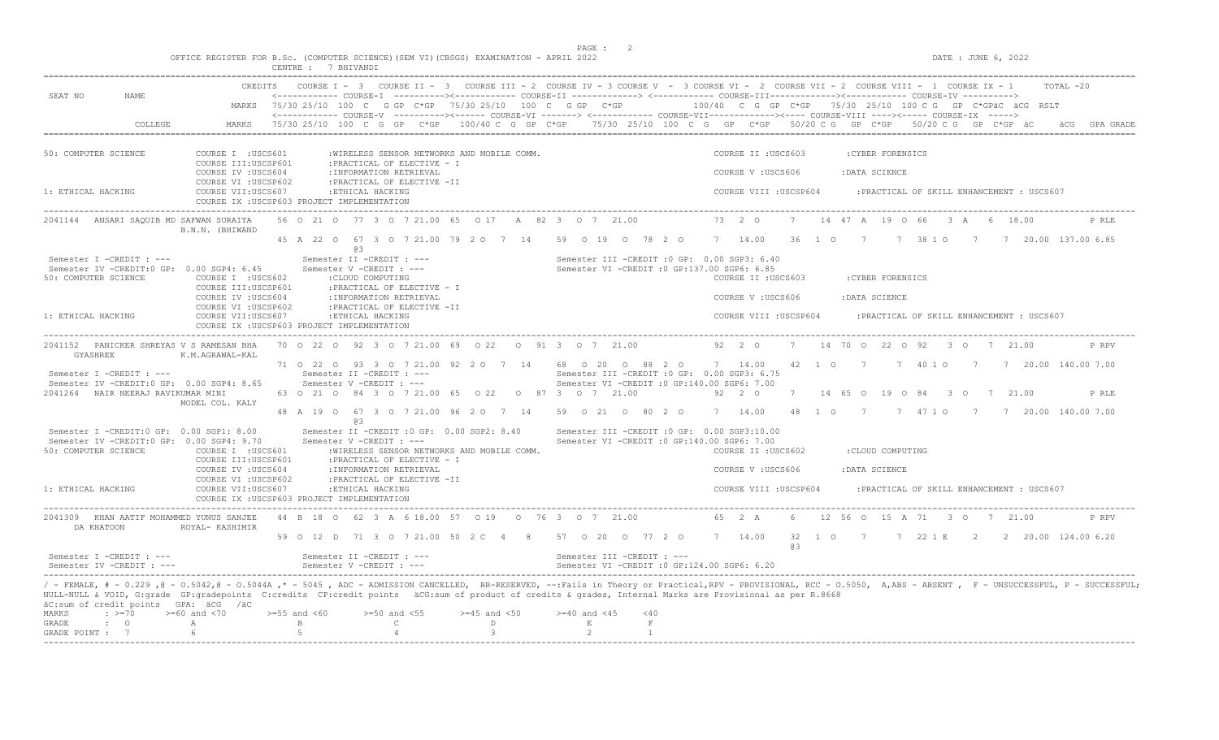OFFICE REGISTER FOR B.Sc. (COMPUTER SCIENCE)(SEM VI)(CBSGS) EXAMINATION - APRIL 2022

CENTRE : 7 BHIVANDI

DATE : JUNE 6, 2022

```
SEAT NO    NAME                CREDITS   COURSE I - 3   COURSE II - 3   COURSE III - 2  COURSE IV - 3 COURSE V - 3 COURSE VI - 2  COURSE VII - 2  COURSE VIII - 1  COURSE IX - 1      TOTAL -20
                                          <------------ COURSE-I ----------><------------ COURSE-II -------------> <------------ COURSE-III -------------><------------ COURSE-IV ---------->
                               MARKS     75/30 25/10  100  C   G GP  C*GP  75/30 25/10  100  C   G GP  C*GP          100/40  C  G  GP  C*GP   75/30  25/10  100 C G  GP  C*GPäC  äCG  RSLT
                                          <------------ COURSE-V ----------><------ COURSE-VI -------> <------------ COURSE-VII-------------><---- COURSE-VIII ----><----- COURSE-IX ----->
          COLLEGE              MARKS     75/30 25/10  100  C  G  GP   C*GP    100/40 C  G  GP  C*GP    75/30  25/10  100  C  G   GP   C*GP    50/20 C G   GP  C*GP    50/20 C G   GP  C*GP  äC     äCG   GPA GRADE

50: COMPUTER SCIENCE          COURSE I  :USCS601        :WIRELESS SENSOR NETWORKS AND MOBILE COMM.                          COURSE II :USCS603        :CYBER FORENSICS
                              COURSE III:USCSP601       :PRACTICAL OF ELECTIVE - I
                              COURSE IV :USCS604        :INFORMATION RETRIEVAL                                              COURSE V :USCS606         :DATA SCIENCE
                              COURSE VI :USCSP602       :PRACTICAL OF ELECTIVE -II
1: ETHICAL HACKING            COURSE VII:USCS607        :ETHICAL HACKING                                                    COURSE VIII :USCSP604     :PRACTICAL OF SKILL ENHANCEMENT : USCS607
                              COURSE IX :USCSP603 PROJECT IMPLEMENTATION

2041144  ANSARI SAQUIB MD SAFWAN SURAIYA    56  O  21  O   77  3  O  7 21.00  65   O 17    A   82  3   O  7  21.00            73   2  O     7    14  47  A   19  O  66    3  A    6  18.00        P RLE
         B.N.N. (BHIWAND
                                            45  A  22  O   67  3  O  7 21.00  79  2 O   7  14      59   O  19   O  78  2  O    7   14.00    36   1  O    7     7  38 1 O    7     7  20.00  137.00 6.85
                                                           @3
Semester I -CREDIT : ---                  Semester II -CREDIT : ---                         Semester III -CREDIT :0 GP:  0.00 SGP3: 6.40
Semester IV -CREDIT:0 GP:  0.00 SGP4: 6.45  Semester V -CREDIT : ---                        Semester VI -CREDIT :0 GP:137.00 SGP6: 6.85
50: COMPUTER SCIENCE          COURSE I  :USCS602        :CLOUD COMPUTING                                                    COURSE II :USCS603        :CYBER FORENSICS
                              COURSE III:USCSP601       :PRACTICAL OF ELECTIVE - I
                              COURSE IV :USCS604        :INFORMATION RETRIEVAL                                              COURSE V :USCS606         :DATA SCIENCE
                              COURSE VI :USCSP602       :PRACTICAL OF ELECTIVE -II
1: ETHICAL HACKING            COURSE VII:USCS607        :ETHICAL HACKING                                                    COURSE VIII :USCSP604     :PRACTICAL OF SKILL ENHANCEMENT : USCS607
                              COURSE IX :USCSP603 PROJECT IMPLEMENTATION

2041152  PANICKER SHREYAS V S RAMESAN BHA   70  O  22  O   92  3  O  7 21.00  69   O 22    O   91  3   O  7  21.00            92   2  O     7    14  70  O   22  O  92    3  O    7  21.00        P RPV
    GYASHREE           K.M.AGRAWAL-KAL
                                            71  O  22  O   93  3  O  7 21.00  92  2 O   7  14      68   O  20   O  88  2  O    7   14.00    42   1  O    7     7  40 1 O    7     7  20.00  140.00 7.00
Semester I -CREDIT : ---                  Semester II -CREDIT : ---                         Semester III -CREDIT :0 GP:  0.00 SGP3: 6.75
Semester IV -CREDIT:0 GP:  0.00 SGP4: 8.65  Semester V -CREDIT : ---                        Semester VI -CREDIT :0 GP:140.00 SGP6: 7.00
2041264  NAIR NEERAJ RAVIKUMAR MINI         63  O  21  O   84  3  O  7 21.00  65   O 22    O   87  3   O  7  21.00            92   2  O     7    14  65  O   19  O  84    3  O    7  21.00        P RLE
         MODEL COL. KALY
                                            48  A  19  O   67  3  O  7 21.00  96  2 O   7  14      59   O  21   O  80  2  O    7   14.00    48   1  O    7     7  47 1 O    7     7  20.00  140.00 7.00
                                                           @3
Semester I -CREDIT:0 GP:  0.00 SGP1: 8.00   Semester II -CREDIT :0 GP:  0.00 SGP2: 8.40     Semester III -CREDIT :0 GP:  0.00 SGP3:10.00
Semester IV -CREDIT:0 GP:  0.00 SGP4: 9.70  Semester V -CREDIT : ---                        Semester VI -CREDIT :0 GP:140.00 SGP6: 7.00
50: COMPUTER SCIENCE          COURSE I  :USCS601        :WIRELESS SENSOR NETWORKS AND MOBILE COMM.                          COURSE II :USCS602        :CLOUD COMPUTING
                              COURSE III:USCSP601       :PRACTICAL OF ELECTIVE - I
                              COURSE IV :USCS604        :INFORMATION RETRIEVAL                                              COURSE V :USCS606         :DATA SCIENCE
                              COURSE VI :USCSP602       :PRACTICAL OF ELECTIVE -II
1: ETHICAL HACKING            COURSE VII:USCS607        :ETHICAL HACKING                                                    COURSE VIII :USCSP604     :PRACTICAL OF SKILL ENHANCEMENT : USCS607
                              COURSE IX :USCSP603 PROJECT IMPLEMENTATION

2041309  KHAN AATIF MOHAMMED YUNUS SANJEE   44  B  18  O   62  3  A  6 18.00  57   O 19    O   76  3   O  7  21.00            65   2  A     6    12  56  O   15  A  71    3  O    7  21.00        P RPV
    DA KHATOON         ROYAL- KASHIMIR
                                            59  O  12  D   71  3  O  7 21.00  50  2 C   4   8      57   O  20   O  77  2  O    7   14.00    32   1  O    7     7  22 1 E    2     2  20.00  124.00 6.20
                                                                                                                                         @3
Semester I -CREDIT : ---                  Semester II -CREDIT : ---                         Semester III -CREDIT : ---
Semester IV -CREDIT : ---                 Semester V -CREDIT : ---                          Semester VI -CREDIT :0 GP:124.00 SGP6: 6.20
```

/ - FEMALE, # - 0.229 ,@ - O.5042,@ - O.5044A ,* - 5045 , ADC - ADMISSION CANCELLED, RR-RESERVED, --:Fails in Theory or Practical,RPV - PROVISIONAL, RCC - O.5050, A,ABS - ABSENT , F - UNSUCCESSFUL, P - SUCCESSFUL;
NULL-NULL & VOID, G:grade GP:gradepoints C:credits CP:credit points äCG:sum of product of credits & grades, Internal Marks are Provisional as per R.8668
äC:sum of credit points GPA: äCG /äC

| MARKS | : >=70 | >=60 and <70 | >=55 and <60 | >=50 and <55 | >=45 and <50 | >=40 and <45 | <40 |
|---|---|---|---|---|---|---|---|
| GRADE | : O | A | B | C | D | E | F |
| GRADE POINT | : 7 | 6 | 5 | 4 | 3 | 2 | 1 |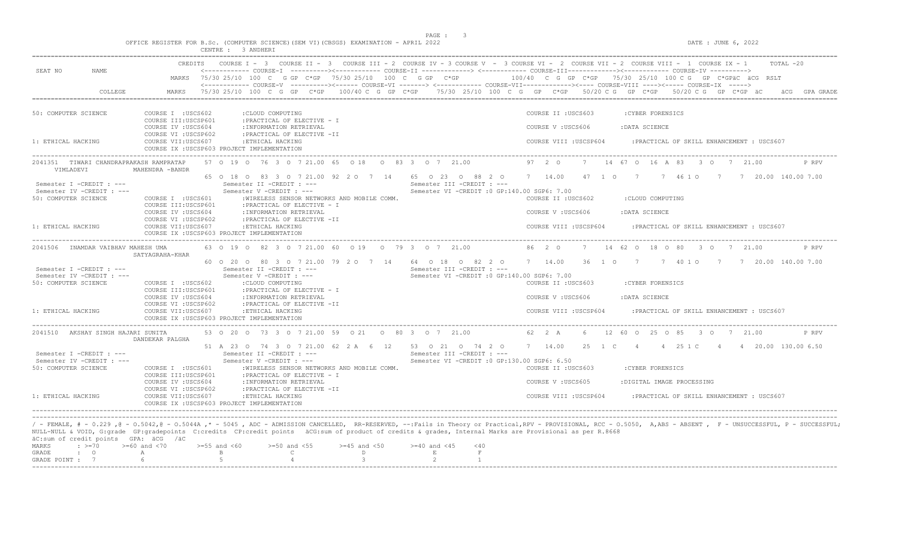OFFICE REGISTER FOR B.Sc. (COMPUTER SCIENCE)(SEM VI)(CBSGS) EXAMINATION - APRIL 2022

CENTRE : 3 ANDHERI

DATE : JUNE 6, 2022

```
                         CREDITS   COURSE I - 3  COURSE II - 3  COURSE III - 2 COURSE IV - 3 COURSE V - 3 COURSE VI - 2 COURSE VII - 2 COURSE VIII - 1 COURSE IX - 1      TOTAL -20
SEAT NO      NAME                  <------------ COURSE-I ----------><------------ COURSE-II ------------> <------------ COURSE-III-------------><------------ COURSE-IV ---------->
                           MARKS   75/30 25/10 100 C  G GP C*GP  75/30 25/10  100  C   G GP  C*GP          100/40  C  G GP  C*GP    75/30  25/10 100 C G  GP  C*GPäC  äCG  RSLT
                                   <------------ COURSE-V  ----------><------ COURSE-VI -------> <------------ COURSE-VII-------------><---- COURSE-VIII ----><----- COURSE-IX ----->
           COLLEGE         MARKS   75/30 25/10  100  C  G  GP   C*GP    100/40 C  G  GP  C*GP     75/30  25/10  100  C  G   GP   C*GP    50/20 C G   GP  C*GP    50/20 C G   GP  C*GP  äC      äCG  GPA GRADE

50: COMPUTER SCIENCE        COURSE I  :USCS602        :CLOUD COMPUTING                                          COURSE II :USCS603        :CYBER FORENSICS
                            COURSE III:USCSP601       :PRACTICAL OF ELECTIVE - I
                            COURSE IV :USCS604        :INFORMATION RETRIEVAL                                    COURSE V :USCS606         :DATA SCIENCE
                            COURSE VI :USCSP602       :PRACTICAL OF ELECTIVE -II
1: ETHICAL HACKING          COURSE VII:USCS607        :ETHICAL HACKING                                          COURSE VIII :USCSP604     :PRACTICAL OF SKILL ENHANCEMENT : USCS607
                            COURSE IX :USCSP603 PROJECT IMPLEMENTATION
---------------------------------------------------------------------------------------------------------------------------------------------------------------------------------------
2041351  TIWARI CHANDRAPRAKASH RAMPRATAP    57  O 19  O  76  3  O  7 21.00  65  O 18   O  83  3  O  7  21.00        97  2  O    7   14  67  O  16  A  83   3  O   7  21.00          P RPV
     VIMLADEVI            MAHENDRA -BANDR
                                    65  O 18  O  83  3  O  7 21.00  92  2 O   7  14    65  O 23  O  88  2  O    7  14.00    47  1  O    7    7  46 1 O    7    7  20.00  140.00 7.00
 Semester I -CREDIT : ---            Semester II -CREDIT : ---                  Semester III -CREDIT : ---
 Semester IV -CREDIT : ---           Semester V -CREDIT : ---                   Semester VI -CREDIT :0 GP:140.00 SGP6: 7.00
50: COMPUTER SCIENCE        COURSE I  :USCS601        :WIRELESS SENSOR NETWORKS AND MOBILE COMM.                COURSE II :USCS602        :CLOUD COMPUTING
                            COURSE III:USCSP601       :PRACTICAL OF ELECTIVE - I
                            COURSE IV :USCS604        :INFORMATION RETRIEVAL                                    COURSE V :USCS606         :DATA SCIENCE
                            COURSE VI :USCSP602       :PRACTICAL OF ELECTIVE -II
1: ETHICAL HACKING          COURSE VII:USCS607        :ETHICAL HACKING                                          COURSE VIII :USCSP604     :PRACTICAL OF SKILL ENHANCEMENT : USCS607
                            COURSE IX :USCSP603 PROJECT IMPLEMENTATION
---------------------------------------------------------------------------------------------------------------------------------------------------------------------------------------
2041506  INAMDAR VAIBHAV MAHESH UMA         63  O 19  O  82  3  O  7 21.00  60  O 19   O  79  3  O  7  21.00        86  2  O    7   14  62  O  18  O  80   3  O   7  21.00          P RPV
                          SATYAGRAHA-KHAR
                                    60  O 20  O  80  3  O  7 21.00  79  2 O   7  14    64  O 18  O  82  2  O    7  14.00    36  1  O    7    7  40 1 O    7    7  20.00  140.00 7.00
 Semester I -CREDIT : ---            Semester II -CREDIT : ---                  Semester III -CREDIT : ---
 Semester IV -CREDIT : ---           Semester V -CREDIT : ---                   Semester VI -CREDIT :0 GP:140.00 SGP6: 7.00
50: COMPUTER SCIENCE        COURSE I  :USCS602        :CLOUD COMPUTING                                          COURSE II :USCS603        :CYBER FORENSICS
                            COURSE III:USCSP601       :PRACTICAL OF ELECTIVE - I
                            COURSE IV :USCS604        :INFORMATION RETRIEVAL                                    COURSE V :USCS606         :DATA SCIENCE
                            COURSE VI :USCSP602       :PRACTICAL OF ELECTIVE -II
1: ETHICAL HACKING          COURSE VII:USCS607        :ETHICAL HACKING                                          COURSE VIII :USCSP604     :PRACTICAL OF SKILL ENHANCEMENT : USCS607
                            COURSE IX :USCSP603 PROJECT IMPLEMENTATION
---------------------------------------------------------------------------------------------------------------------------------------------------------------------------------------
2041510  AKSHAY SINGH HAJARI SUNITA         53  O 20  O  73  3  O  7 21.00  59  O 21   O  80  3  O  7  21.00        62  2  A    6   12  60  O  25  O  85   3  O   7  21.00          P RPV
                          DANDEKAR PALGHA
                                    51  A 23  O  74  3  O  7 21.00  62  2 A   6  12    53  O 21  O  74  2  O    7  14.00    25  1  C    4    4  25 1 C    4    4  20.00  130.00 6.50
 Semester I -CREDIT : ---            Semester II -CREDIT : ---                  Semester III -CREDIT : ---
 Semester IV -CREDIT : ---           Semester V -CREDIT : ---                   Semester VI -CREDIT :0 GP:130.00 SGP6: 6.50
50: COMPUTER SCIENCE        COURSE I  :USCS601        :WIRELESS SENSOR NETWORKS AND MOBILE COMM.                COURSE II :USCS603        :CYBER FORENSICS
                            COURSE III:USCSP601       :PRACTICAL OF ELECTIVE - I
                            COURSE IV :USCS604        :INFORMATION RETRIEVAL                                    COURSE V :USCS605         :DIGITAL IMAGE PROCESSING
                            COURSE VI :USCSP602       :PRACTICAL OF ELECTIVE -II
1: ETHICAL HACKING          COURSE VII:USCS607        :ETHICAL HACKING                                          COURSE VIII :USCSP604     :PRACTICAL OF SKILL ENHANCEMENT : USCS607
                            COURSE IX :USCSP603 PROJECT IMPLEMENTATION
---------------------------------------------------------------------------------------------------------------------------------------------------------------------------------------
```

/ - FEMALE, # - 0.229 ,@ - O.5042,@ - O.5044A ,* - 5045 , ADC - ADMISSION CANCELLED, RR-RESERVED, --:Fails in Theory or Practical,RPV - PROVISIONAL, RCC - O.5050, A,ABS - ABSENT , F - UNSUCCESSFUL, P - SUCCESSFUL; NULL-NULL & VOID, G:grade GP:gradepoints C:credits CP:credit points äCG:sum of product of credits & grades, Internal Marks are Provisional as per R.8668

äC:sum of credit points GPA: äCG /äC

| MARKS | : >=70 | >=60 and <70 | >=55 and <60 | >=50 and <55 | >=45 and <50 | >=40 and <45 | <40 |
|---|---|---|---|---|---|---|---|
| GRADE | : O | A | B | C | D | E | F |
| GRADE POINT | : 7 | 6 | 5 | 4 | 3 | 2 | 1 |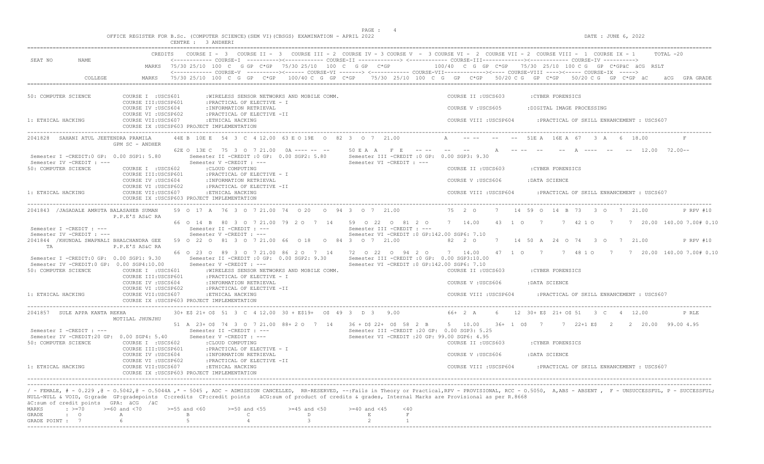OFFICE REGISTER FOR B.Sc. (COMPUTER SCIENCE)(SEM VI)(CBSGS) EXAMINATION - APRIL 2022

CENTRE : 3 ANDHERI

DATE : JUNE 6, 2022

```
SEAT NO      NAME            CREDITS   COURSE I - 3  COURSE II - 3  COURSE III - 2 COURSE IV - 3 COURSE V - 3 COURSE VI - 2 COURSE VII - 2 COURSE VIII - 1 COURSE IX - 1     TOTAL -20
                                       <------------ COURSE-I ----------><------------ COURSE-II -------------> <------------ COURSE-III------------><------------ COURSE-IV ---------->
                             MARKS  75/30 25/10 100 C  G GP C*GP  75/30 25/10  100 C  G GP  C*GP          100/40  C G GP C*GP   75/30 25/10 100 C G  GP C*GPäC äCG RSLT
                                       <------------ COURSE-V ----------><------ COURSE-VI -------> <------------ COURSE-VII------------><---- COURSE-VIII ----><----- COURSE-IX ----->
         COLLEGE             MARKS  75/30 25/10 100 C G GP  C*GP    100/40 C G GP C*GP    75/30 25/10 100 C G  GP  C*GP   50/20 C G  GP C*GP   50/20 C G  GP C*GP äC     äCG  GPA GRADE

50: COMPUTER SCIENCE         COURSE I  :USCS601        :WIRELESS SENSOR NETWORKS AND MOBILE COMM.                      COURSE II :USCS603        :CYBER FORENSICS
                             COURSE III:USCSP601       :PRACTICAL OF ELECTIVE - I
                             COURSE IV :USCS604        :INFORMATION RETRIEVAL                                          COURSE V :USCS605         :DIGITAL IMAGE PROCESSING
                             COURSE VI :USCSP602       :PRACTICAL OF ELECTIVE -II
1: ETHICAL HACKING           COURSE VII:USCS607        :ETHICAL HACKING                                                COURSE VIII :USCSP604     :PRACTICAL OF SKILL ENHANCEMENT : USCS607
                             COURSE IX :USCSP603 PROJECT IMPLEMENTATION

2041828  SAHANI ATUL JEETENDRA PRAMILA    44E B  10E E  54  3  C  4 12.00  63 E O 19E  O  82  3  O  7  21.00        A   -- --   --  --  51E A  16E A  67   3  A   6  18.00         F
         GPM SC - ANDHER
                                     62E O  13E C  75  3  O  7 21.00  0A ---- -- --    50 E A A  F  E  -- --  --  --     A  -- --  --   --  A  ----  --  --  12.00  72.00--
 Semester I -CREDIT:0 GP:  0.00 SGP1: 5.80     Semester II -CREDIT :0 GP:  0.00 SGP2: 5.80     Semester III -CREDIT :0 GP:  0.00 SGP3: 9.30
 Semester IV -CREDIT : ---                     Semester V -CREDIT : ---                        Semester VI -CREDIT : ---
50: COMPUTER SCIENCE         COURSE I  :USCS602        :CLOUD COMPUTING                                                COURSE II :USCS603        :CYBER FORENSICS
                             COURSE III:USCSP601       :PRACTICAL OF ELECTIVE - I
                             COURSE IV :USCS604        :INFORMATION RETRIEVAL                                          COURSE V :USCS606         :DATA SCIENCE
                             COURSE VI :USCSP602       :PRACTICAL OF ELECTIVE -II
1: ETHICAL HACKING           COURSE VII:USCS607        :ETHICAL HACKING                                                COURSE VIII :USCSP604     :PRACTICAL OF SKILL ENHANCEMENT : USCS607
                             COURSE IX :USCSP603 PROJECT IMPLEMENTATION

2041843 /JAGADALE AMRUTA BALASAHEB SUMAN   59  O  17  A   76  3  O  7 21.00  74  O 20   O  94  3   O  7  21.00        75  2  O    7   14  59  O  14  B  73   3  O   7  21.00        P RPV #10
         P.P.E'S AS&C RA
                                     66  O  14  B   80  3  O  7 21.00  79  2 O   7  14    59  O  22  O  81  2  O    7  14.00    43  1  O    7     7  42 1 O    7     7  20.00 140.00 7.00# 0.10
 Semester I -CREDIT : ---                      Semester II -CREDIT : ---                       Semester III -CREDIT : ---
 Semester IV -CREDIT : ---                     Semester V -CREDIT : ---                        Semester VI -CREDIT :0 GP:142.00 SGP6: 7.10
2041844 /KHUNDAL SWAPNALI BHALCHANDRA GEE  59  O  22  O   81  3  O  7 21.00  66  O 18   O  84  3   O  7  21.00        82  2  O    7   14  50  A  24  O  74   3  O   7  21.00        P RPV #10
     TA  P.P.E'S AS&C RA
                                     66  O  23  O   89  3  O  7 21.00  86  2 O   7  14    72  O  22  O  94  2  O    7  14.00    47  1  O    7     7  48 1 O    7     7  20.00 140.00 7.00# 0.10
 Semester I -CREDIT:0 GP:  0.00 SGP1: 9.30     Semester II -CREDIT :0 GP:  0.00 SGP2: 9.30     Semester III -CREDIT :0 GP:  0.00 SGP3:10.00
 Semester IV -CREDIT:0 GP:  0.00 SGP4:10.00    Semester V -CREDIT : ---                        Semester VI -CREDIT :0 GP:142.00 SGP6: 7.10
50: COMPUTER SCIENCE         COURSE I  :USCS601        :WIRELESS SENSOR NETWORKS AND MOBILE COMM.                      COURSE II :USCS603        :CYBER FORENSICS
                             COURSE III:USCSP601       :PRACTICAL OF ELECTIVE - I
                             COURSE IV :USCS604        :INFORMATION RETRIEVAL                                          COURSE V :USCS606         :DATA SCIENCE
                             COURSE VI :USCSP602       :PRACTICAL OF ELECTIVE -II
1: ETHICAL HACKING           COURSE VII:USCS607        :ETHICAL HACKING                                                COURSE VIII :USCSP604     :PRACTICAL OF SKILL ENHANCEMENT : USCS607
                             COURSE IX :USCSP603 PROJECT IMPLEMENTATION

2041857  SULE APPA KANTA REKHA      30+ E$ 21+ O$  51  3  C  4 12.00  30 + E$19+  O$  49  3  D  3   9.00        66+ 2  A    6   12  30+ E$  21+ O$ 51   3  C   4  12.00        P RLE
         MOTILAL JHUNJHU
                                     51  A  23+ O$  74  3  O  7 21.00  88+ 2 O   7  14    36 + D$ 22+  O$  58  2  B    5  10.00    36+  1  O$   7     7  22+1 E$    2     2  20.00  99.00 4.95
 Semester I -CREDIT : ---                      Semester II -CREDIT : ---                       Semester III -CREDIT :20 GP:  0.00 SGP3: 5.25
 Semester IV -CREDIT:20 GP:  0.00 SGP4: 5.40   Semester V -CREDIT : ---                        Semester VI -CREDIT :20 GP: 99.00 SGP6: 4.95
50: COMPUTER SCIENCE         COURSE I  :USCS602        :CLOUD COMPUTING                                                COURSE II :USCS603        :CYBER FORENSICS
                             COURSE III:USCSP601       :PRACTICAL OF ELECTIVE - I
                             COURSE IV :USCS604        :INFORMATION RETRIEVAL                                          COURSE V :USCS606         :DATA SCIENCE
                             COURSE VI :USCSP602       :PRACTICAL OF ELECTIVE -II
1: ETHICAL HACKING           COURSE VII:USCS607        :ETHICAL HACKING                                                COURSE VIII :USCSP604     :PRACTICAL OF SKILL ENHANCEMENT : USCS607
                             COURSE IX :USCSP603 PROJECT IMPLEMENTATION
```

/ - FEMALE, # - 0.229 ,@ - 0.5042,@ - 0.5044A ,* - 5045 , ADC - ADMISSION CANCELLED, RR-RESERVED, --:Fails in Theory or Practical,RPV - PROVISIONAL, RCC - 0.5050, A,ABS - ABSENT , F - UNSUCCESSFUL, P - SUCCESSFUL; NULL-NULL & VOID, G:grade GP:gradepoints C:credits CP:credit points äCG:sum of product of credits & grades, Internal Marks are Provisional as per R.8668
äC:sum of credit points GPA: äCG /äC

| MARKS | : >=70 | >=60 and <70 | >=55 and <60 | >=50 and <55 | >=45 and <50 | >=40 and <45 | <40 |
|---|---|---|---|---|---|---|---|
| GRADE | : O | A | B | C | D | E | F |
| GRADE POINT | : 7 | 6 | 5 | 4 | 3 | 2 | 1 |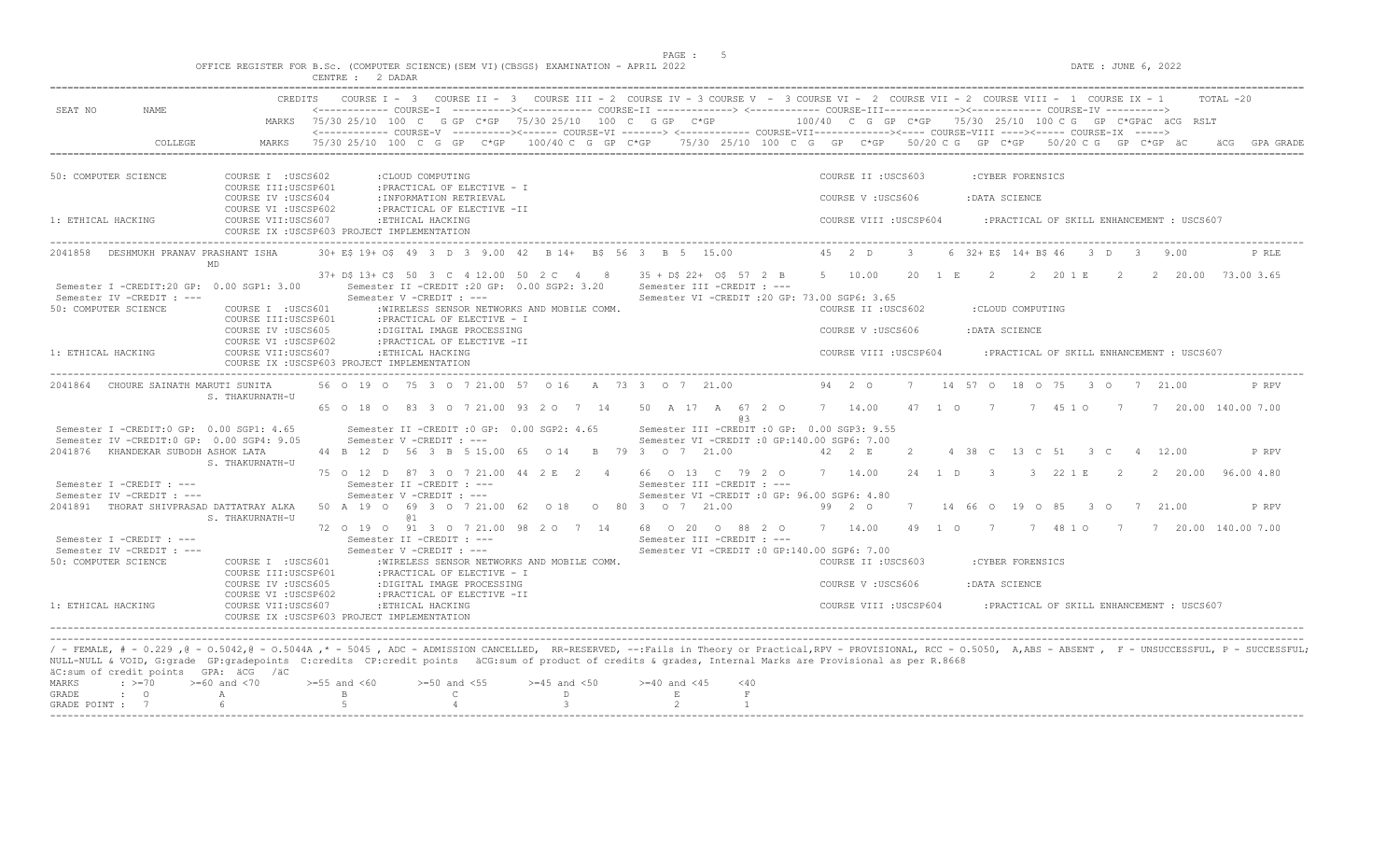OFFICE REGISTER FOR B.Sc. (COMPUTER SCIENCE)(SEM VI)(CBSGS) EXAMINATION - APRIL 2022

CENTRE : 2 DADAR

DATE : JUNE 6, 2022

```
                          CREDITS   COURSE I - 3  COURSE II - 3  COURSE III - 2 COURSE IV - 3 COURSE V - 3 COURSE VI - 2 COURSE VII - 2 COURSE VIII - 1 COURSE IX - 1     TOTAL -20
SEAT NO      NAME                   <------------ COURSE-I ----------><------------ COURSE-II -------------> <------------ COURSE-III-------------><------------ COURSE-IV ---------->
                            MARKS  75/30 25/10 100 C  G GP C*GP  75/30 25/10  100 C  G GP  C*GP          100/40  C  G GP  C*GP   75/30 25/10 100 C G  GP C*GPäC äCG RSLT
                                    <------------ COURSE-V ----------><------ COURSE-VI -------> <------------ COURSE-VII-------------><---- COURSE-VIII ----><----- COURSE-IX ----->
        COLLEGE             MARKS  75/30 25/10 100 C G GP  C*GP    100/40 C G GP C*GP    75/30 25/10 100 C G  GP  C*GP   50/20 C G  GP C*GP   50/20 C G  GP C*GP äC      äCG  GPA GRADE

50: COMPUTER SCIENCE         COURSE I  :USCS602        :CLOUD COMPUTING                                              COURSE II :USCS603        :CYBER FORENSICS
                             COURSE III:USCSP601       :PRACTICAL OF ELECTIVE - I
                             COURSE IV :USCS604        :INFORMATION RETRIEVAL                                        COURSE V :USCS606         :DATA SCIENCE
                             COURSE VI :USCSP602       :PRACTICAL OF ELECTIVE -II
1: ETHICAL HACKING           COURSE VII:USCS607        :ETHICAL HACKING                                              COURSE VIII :USCSP604      :PRACTICAL OF SKILL ENHANCEMENT : USCS607
                             COURSE IX :USCSP603 PROJECT IMPLEMENTATION

2041858  DESHMUKH PRANAV PRASHANT ISHA      30+ E$ 19+ O$  49  3  D  3  9.00  42   B 14+  B$  56  3   B  5  15.00           45  2  D      3     6  32+ E$  14+ B$ 46    3  D   3     9.00            P RLE
             MD
                                            37+ D$ 13+ C$  50  3  C  4 12.00  50  2 C   4    8     35 + D$ 22+  O$  57  2  B     5  10.00     20  1  E     2     2  20 1 E     2     2  20.00  73.00 3.65
 Semester I -CREDIT:20 GP:  0.00 SGP1: 3.00        Semester II -CREDIT :20 GP:  0.00 SGP2: 3.20          Semester III -CREDIT : ---
 Semester IV -CREDIT : ---                         Semester V -CREDIT : ---                               Semester VI -CREDIT :20 GP: 73.00 SGP6: 3.65
50: COMPUTER SCIENCE         COURSE I  :USCS601        :WIRELESS SENSOR NETWORKS AND MOBILE COMM.                    COURSE II :USCS602        :CLOUD COMPUTING
                             COURSE III:USCSP601       :PRACTICAL OF ELECTIVE - I
                             COURSE IV :USCS605        :DIGITAL IMAGE PROCESSING                                     COURSE V :USCS606         :DATA SCIENCE
                             COURSE VI :USCSP602       :PRACTICAL OF ELECTIVE -II
1: ETHICAL HACKING           COURSE VII:USCS607        :ETHICAL HACKING                                              COURSE VIII :USCSP604      :PRACTICAL OF SKILL ENHANCEMENT : USCS607
                             COURSE IX :USCSP603 PROJECT IMPLEMENTATION

2041864  CHOURE SAINATH MARUTI SUNITA       56  O  19  O   75  3  O  7 21.00  57   O 16    A   73  3   O  7  21.00           94  2  O      7    14  57  O   18  O  75    3  O   7    21.00            P RPV
                        S. THAKURNATH-U
                                            65  O  18  O   83  3  O  7 21.00  93  2 O   7   14     50   A  17   A   67  2  O     7  14.00     47  1  O     7     7  45 1 O     7     7  20.00 140.00 7.00
                                                                                                                   @3
 Semester I -CREDIT:0 GP:  0.00 SGP1: 4.65         Semester II -CREDIT :0 GP:  0.00 SGP2: 4.65           Semester III -CREDIT :0 GP:  0.00 SGP3: 9.55
 Semester IV -CREDIT:0 GP:  0.00 SGP4: 9.05        Semester V -CREDIT : ---                               Semester VI -CREDIT :0 GP:140.00 SGP6: 7.00
2041876  KHANDEKAR SUBODH ASHOK LATA        44  B  12  D   56  3  B  5 15.00  65   O 14    B   79  3   O  7  21.00           42  2  E      2     4  38  C   13  C  51    3  C   4    12.00            P RPV
                        S. THAKURNATH-U
                                            75  O  12  D   87  3  O  7 21.00  44  2 E   2    4     66   O  13   C   79  2  O     7  14.00     24  1  D     3     3  22 1 E     2     2  20.00  96.00 4.80
 Semester I -CREDIT : ---                          Semester II -CREDIT : ---                              Semester III -CREDIT : ---
 Semester IV -CREDIT : ---                         Semester V -CREDIT : ---                               Semester VI -CREDIT :0 GP: 96.00 SGP6: 4.80
2041891  THORAT SHIVPRASAD DATTATRAY ALKA   50  A  19  O   69  3  O  7 21.00  62   O 18    O   80  3   O  7  21.00           99  2  O      7    14  66  O   19  O  85    3  O   7    21.00            P RPV
                        S. THAKURNATH-U                @1
                                            72  O  19  O   91  3  O  7 21.00  98  2 O   7   14     68   O  20   O   88  2  O     7  14.00     49  1  O     7     7  48 1 O     7     7  20.00 140.00 7.00
 Semester I -CREDIT : ---                          Semester II -CREDIT : ---                              Semester III -CREDIT : ---
 Semester IV -CREDIT : ---                         Semester V -CREDIT : ---                               Semester VI -CREDIT :0 GP:140.00 SGP6: 7.00
50: COMPUTER SCIENCE         COURSE I  :USCS601        :WIRELESS SENSOR NETWORKS AND MOBILE COMM.                    COURSE II :USCS603        :CYBER FORENSICS
                             COURSE III:USCSP601       :PRACTICAL OF ELECTIVE - I
                             COURSE IV :USCS605        :DIGITAL IMAGE PROCESSING                                     COURSE V :USCS606         :DATA SCIENCE
                             COURSE VI :USCSP602       :PRACTICAL OF ELECTIVE -II
1: ETHICAL HACKING           COURSE VII:USCS607        :ETHICAL HACKING                                              COURSE VIII :USCSP604      :PRACTICAL OF SKILL ENHANCEMENT : USCS607
                             COURSE IX :USCSP603 PROJECT IMPLEMENTATION
```

/ - FEMALE, # - 0.229 ,@ - O.5042,@ - O.5044A ,* - 5045 , ADC - ADMISSION CANCELLED, RR-RESERVED, --:Fails in Theory or Practical,RPV - PROVISIONAL, RCC - O.5050, A,ABS - ABSENT , F - UNSUCCESSFUL, P - SUCCESSFUL; NULL-NULL & VOID, G:grade GP:gradepoints C:credits CP:credit points äCG:sum of product of credits & grades, Internal Marks are Provisional as per R.8668
äC:sum of credit points GPA: äCG /äC

| MARKS | : >=70 | >=60 and <70 | >=55 and <60 | >=50 and <55 | >=45 and <50 | >=40 and <45 | <40 |
|---|---|---|---|---|---|---|---|
| GRADE | : O | A | B | C | D | E | F |
| GRADE POINT | : 7 | 6 | 5 | 4 | 3 | 2 | 1 |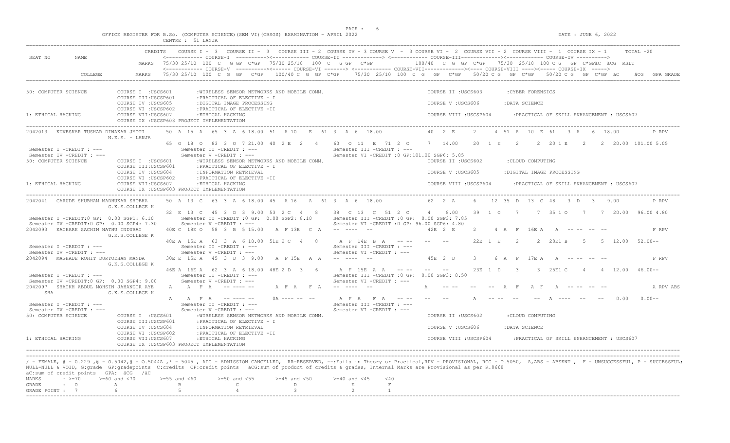OFFICE REGISTER FOR B.Sc. (COMPUTER SCIENCE)(SEM VI)(CBSGS) EXAMINATION - APRIL 2022 &nbsp;&nbsp;&nbsp; DATE : JUNE 6, 2022

CENTRE : 51 LANJA

```
                        CREDITS    COURSE I - 3   COURSE II - 3   COURSE III - 2  COURSE IV - 3 COURSE V  - 3 COURSE VI - 2  COURSE VII - 2  COURSE VIII - 1  COURSE IX - 1      TOTAL -20
SEAT NO      NAME                  <------------ COURSE-I  ---------><------------ COURSE-II -------------> <------------ COURSE-III-------------><------------ COURSE-IV ---------->
                        MARKS  75/30 25/10  100  C   G GP  C*GP  75/30 25/10  100  C   G GP   C*GP            100/40  C  G  GP  C*GP    75/30  25/10  100 C G   GP  C*GPäC  äCG  RSLT
                                   <------------ COURSE-V  ----------><------ COURSE-VI -------> <------------ COURSE-VII-------------><---- COURSE-VIII ----><----- COURSE-IX  ----->
         COLLEGE        MARKS  75/30 25/10  100  C  G  GP   C*GP    100/40 C  G  GP  C*GP    75/30  25/10  100  C  G   GP   C*GP    50/20 C G   GP  C*GP    50/20 C G   GP  C*GP  äC     äCG  GPA GRADE

50: COMPUTER SCIENCE         COURSE I  :USCS601        :WIRELESS SENSOR NETWORKS AND MOBILE COMM.                     COURSE II :USCS603        :CYBER FORENSICS
                             COURSE III:USCSP601       :PRACTICAL OF ELECTIVE - I
                             COURSE IV :USCS605        :DIGITAL IMAGE PROCESSING                                      COURSE V :USCS606         :DATA SCIENCE
                             COURSE VI :USCSP602       :PRACTICAL OF ELECTIVE -II
1: ETHICAL HACKING           COURSE VII:USCS607        :ETHICAL HACKING                                               COURSE VIII :USCSP604     :PRACTICAL OF SKILL ENHANCEMENT : USCS607
                             COURSE IX :USCSP603 PROJECT IMPLEMENTATION

2042013  KUVESKAR TUSHAR DIWAKAR JYOTI    50 A 15 A  65 3 A 6 18.00  51  A 10   E  61 3  A 6  18.00          40  2 E     2     4  51  A  10  E  61   3  A   6  18.00          P RPV
                  N.E.S. - LANJA
                                         65 O 18 O  83 3 O 7 21.00  40 2 E  2   4    60  O 11  E  71 2 O    7  14.00    20  1 E    2     2  20 1 E    2    2  20.00 101.00 5.05
 Semester I -CREDIT : ---                    Semester II -CREDIT : ---                  Semester III -CREDIT : ---
 Semester IV -CREDIT : ---                   Semester V -CREDIT : ---                   Semester VI -CREDIT :0 GP:101.00 SGP6: 5.05
50: COMPUTER SCIENCE         COURSE I  :USCS601        :WIRELESS SENSOR NETWORKS AND MOBILE COMM.                     COURSE II :USCS602        :CLOUD COMPUTING
                             COURSE III:USCSP601       :PRACTICAL OF ELECTIVE - I
                             COURSE IV :USCS604        :INFORMATION RETRIEVAL                                         COURSE V :USCS605         :DIGITAL IMAGE PROCESSING
                             COURSE VI :USCSP602       :PRACTICAL OF ELECTIVE -II
1: ETHICAL HACKING           COURSE VII:USCS607        :ETHICAL HACKING                                               COURSE VIII :USCSP604     :PRACTICAL OF SKILL ENHANCEMENT : USCS607
                             COURSE IX :USCSP603 PROJECT IMPLEMENTATION

2042041  GARUDE SHUBHAM MADHUKAR SHOBHA   50 A 13 C  63 3 A 6 18.00  45  A 16   A  61 3  A 6  18.00          62  2 A     6    12  35  D  13  C  48   3  D   3   9.00          P RPV
                  G.K.S.COLLEGE K
                                         32 E 13 C  45 3 D 3  9.00  53 2 C  4   8    38  C 13  C  51 2 C    4   8.00    39  1 O    7     7  35 1 O    7    7  20.00  96.00 4.80
 Semester I -CREDIT:0 GP:  0.00 SGP1: 6.10   Semester II -CREDIT :0 GP:  0.00 SGP2: 8.10   Semester III -CREDIT :0 GP:  0.00 SGP3: 7.85
 Semester IV -CREDIT:0 GP:  0.00 SGP4: 7.30  Semester V -CREDIT : ---                   Semester VI -CREDIT :0 GP: 96.00 SGP6: 4.80
2042093  KACHARE SACHIN NATHU INDUBAI     40E C 18E O  58 3 B 5 15.00   A F 13E  C A   -- ----  --                42E 2 E     2     4  A   F   16E A    A  -- -- -- --           F RPV
                  G.K.S.COLLEGE K
                                         48E A 15E A  63 3 A 6 18.00  51E 2 C  4   8      A F 14E  B A   -- --    --   --      22E  1 E    2     2  28E1 B    5    5  12.00  52.00--
 Semester I -CREDIT : ---                    Semester II -CREDIT : ---                  Semester III -CREDIT : ---
 Semester IV -CREDIT : ---                   Semester V -CREDIT : ---                   Semester VI -CREDIT : ---
2042094  MAGHADE ROHIT DURYODHAN MANDA    30E E 15E A  45 3 D 3  9.00   A F 15E  A A   -- ----  --                45E 2 D     3     6  A   F   17E A    A  -- -- -- --           F RPV
                  G.K.S.COLLEGE K
                                         46E A 16E A  62 3 A 6 18.00  48E 2 D  3   6      A F 15E  A A   -- --    --   --      23E  1 D    3     3  25E1 C    4    4  12.00  46.00--
 Semester I -CREDIT : ---                    Semester II -CREDIT : ---                  Semester III -CREDIT :0 GP:  0.00 SGP3: 8.50
 Semester IV -CREDIT:0 GP:  0.00 SGP4: 9.00  Semester V -CREDIT : ---                   Semester VI -CREDIT : ---
2042097  SHAIKH ABDUL MOHSIN JAHANGIR AYE   A    A  F A   -- ---- --       A F A    F A    -- ----  --           A    -- --   --    --  A   F    A  F    A  -- -- -- --          A RPV ABS
   SHA            G.K.S.COLLEGE K
                                          A    A  F A   -- ---- --     0A ---- -- --     A F A    F A   -- --    --   --       A   -- -- --     --  A  ----  --    --   0.00   0.00--
 Semester I -CREDIT : ---                    Semester II -CREDIT : ---                  Semester III -CREDIT : ---
 Semester IV -CREDIT : ---                   Semester V -CREDIT : ---                   Semester VI -CREDIT : ---
50: COMPUTER SCIENCE         COURSE I  :USCS601        :WIRELESS SENSOR NETWORKS AND MOBILE COMM.                     COURSE II :USCS602        :CLOUD COMPUTING
                             COURSE III:USCSP601       :PRACTICAL OF ELECTIVE - I
                             COURSE IV :USCS604        :INFORMATION RETRIEVAL                                         COURSE V :USCS606         :DATA SCIENCE
                             COURSE VI :USCSP602       :PRACTICAL OF ELECTIVE -II
1: ETHICAL HACKING           COURSE VII:USCS607        :ETHICAL HACKING                                               COURSE VIII :USCSP604     :PRACTICAL OF SKILL ENHANCEMENT : USCS607
                             COURSE IX :USCSP603 PROJECT IMPLEMENTATION
```

/ - FEMALE, # - 0.229 ,@ - O.5042,@ - O.5044A ,* - 5045 , ADC - ADMISSION CANCELLED, RR-RESERVED, --:Fails in Theory or Practical,RPV - PROVISIONAL, RCC - O.5050, A,ABS - ABSENT , F - UNSUCCESSFUL, P - SUCCESSFUL;
NULL-NULL & VOID, G:grade GP:gradepoints C:credits CP:credit points äCG:sum of product of credits & grades, Internal Marks are Provisional as per R.8668
äC:sum of credit points GPA: äCG /äC

| MARKS | : >=70 | >=60 and <70 | >=55 and <60 | >=50 and <55 | >=45 and <50 | >=40 and <45 | <40 |
|---|---|---|---|---|---|---|---|
| GRADE | : O | A | B | C | D | E | F |
| GRADE POINT | : 7 | 6 | 5 | 4 | 3 | 2 | 1 |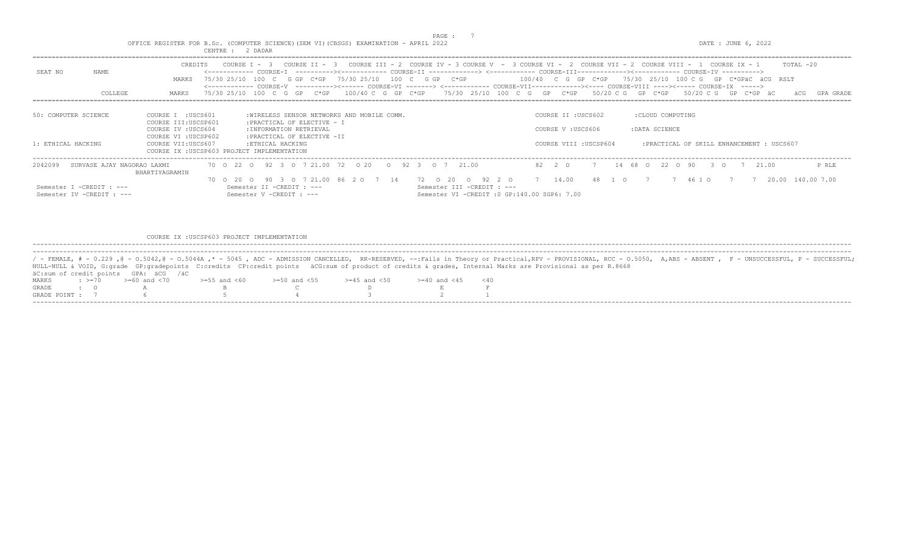OFFICE REGISTER FOR B.Sc. (COMPUTER SCIENCE)(SEM VI)(CBSGS) EXAMINATION - APRIL 2022

CENTRE : 2 DADAR

DATE : JUNE 6, 2022

```
                        CREDITS   COURSE I - 3  COURSE II - 3  COURSE III - 2 COURSE IV - 3 COURSE V - 3 COURSE VI - 2 COURSE VII - 2 COURSE VIII - 1 COURSE IX - 1    TOTAL -20
SEAT NO     NAME                  <------------ COURSE-I ----------><------------ COURSE-II -------------> <------------ COURSE-III-------------><------------ COURSE-IV ---------->
                          MARKS   75/30 25/10 100 C  G GP C*GP  75/30 25/10  100 C  G GP  C*GP          100/40  C  G  GP  C*GP   75/30 25/10 100 C G  GP C*GPäC äCG RSLT
                                  <------------ COURSE-V  ----------><------ COURSE-VI -------> <------------ COURSE-VII------------><---- COURSE-VIII ----><----- COURSE-IX ----->
            COLLEGE       MARKS   75/30 25/10 100 C G GP  C*GP    100/40 C G GP C*GP    75/30 25/10 100 C G  GP  C*GP   50/20 C G  GP C*GP   50/20 C G  GP C*GP äC      äCG  GPA GRADE
```

| | | | | | |
|---|---|---|---|---|---|
| 50: COMPUTER SCIENCE | COURSE I :USCS601 | :WIRELESS SENSOR NETWORKS AND MOBILE COMM. | | COURSE II :USCS602 | :CLOUD COMPUTING |
| | COURSE III:USCSP601 | :PRACTICAL OF ELECTIVE - I | | | |
| | COURSE IV :USCS604 | :INFORMATION RETRIEVAL | | COURSE V :USCS606 | :DATA SCIENCE |
| | COURSE VI :USCSP602 | :PRACTICAL OF ELECTIVE -II | | | |
| 1: ETHICAL HACKING | COURSE VII:USCS607 | :ETHICAL HACKING | | COURSE VIII :USCSP604 | :PRACTICAL OF SKILL ENHANCEMENT : USCS607 |
| | COURSE IX :USCSP603 PROJECT IMPLEMENTATION | | | | |

```
2042099  SURVASE AJAY NAGORAO LAXMI    70 O 22 O  92 3 O 7 21.00  72  O 20   O  92 3  O 7  21.00          82  2 O     7    14 68 O  22 O 90   3 O   7  21.00          P RLE
                  BHARTIYAGRAMIN
                                       70 O 20 O  90 3 O 7 21.00  86 2 O  7  14    72  O 20  O  92 2 O    7  14.00    48  1 O    7     7  46 1 O    7    7  20.00 140.00 7.00
  Semester I -CREDIT : ---            Semester II -CREDIT : ---               Semester III -CREDIT : ---
  Semester IV -CREDIT : ---           Semester V -CREDIT : ---                Semester VI -CREDIT :0 GP:140.00 SGP6: 7.00
```

COURSE IX :USCSP603 PROJECT IMPLEMENTATION

/ - FEMALE, # - 0.229 ,@ - O.5042,@ - O.5044A ,* - 5045 , ADC - ADMISSION CANCELLED, RR-RESERVED, --:Fails in Theory or Practical,RPV - PROVISIONAL, RCC - O.5050, A,ABS - ABSENT , F - UNSUCCESSFUL, P - SUCCESSFUL; NULL-NULL & VOID, G:grade GP:gradepoints C:credits CP:credit points äCG:sum of product of credits & grades, Internal Marks are Provisional as per R.8668

äC:sum of credit points GPA: äCG /äC

| MARKS | : >=70 | >=60 and <70 | >=55 and <60 | >=50 and <55 | >=45 and <50 | >=40 and <45 | <40 |
|---|---|---|---|---|---|---|---|
| GRADE | : O | A | B | C | D | E | F |
| GRADE POINT | : 7 | 6 | 5 | 4 | 3 | 2 | 1 |